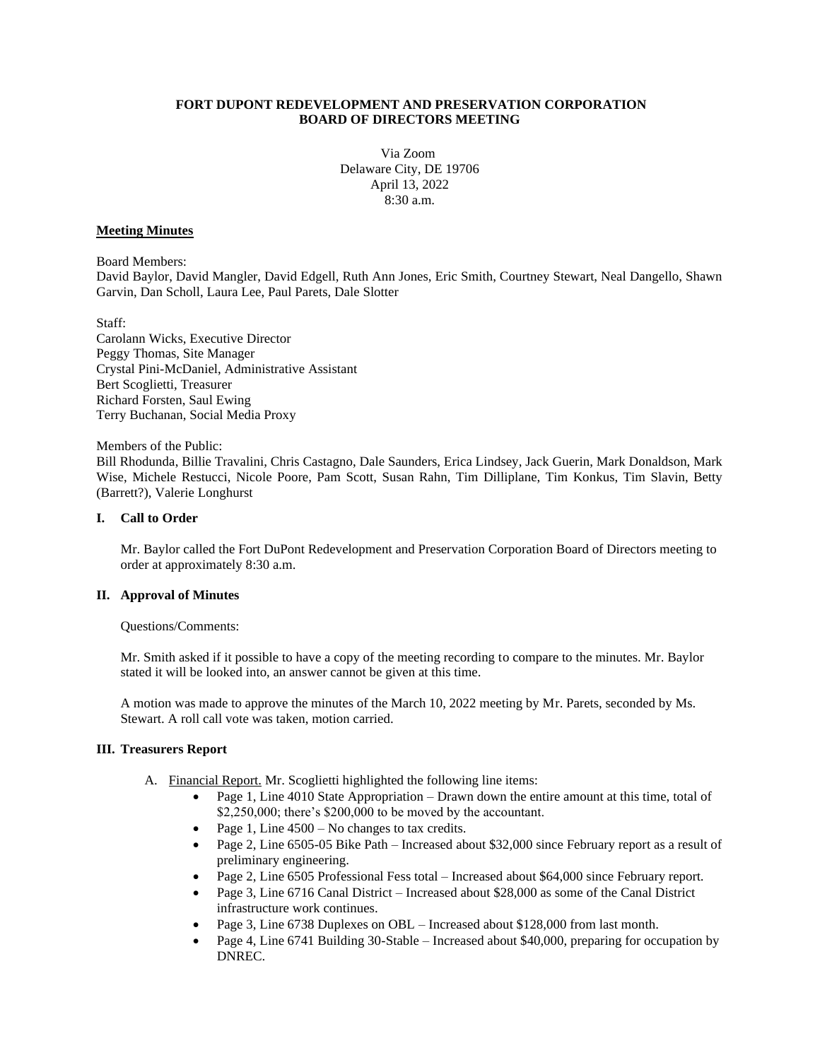**FORT DUPONT REDEVELOPMENT AND PRESERVATION CORPORATION**
**BOARD OF DIRECTORS MEETING**

Via Zoom
Delaware City, DE 19706
April 13, 2022
8:30 a.m.

**Meeting Minutes**

Board Members:
David Baylor, David Mangler, David Edgell, Ruth Ann Jones, Eric Smith, Courtney Stewart, Neal Dangello, Shawn Garvin, Dan Scholl, Laura Lee, Paul Parets, Dale Slotter

Staff:
Carolann Wicks, Executive Director
Peggy Thomas, Site Manager
Crystal Pini-McDaniel, Administrative Assistant
Bert Scoglietti, Treasurer
Richard Forsten, Saul Ewing
Terry Buchanan, Social Media Proxy

Members of the Public:
Bill Rhodunda, Billie Travalini, Chris Castagno, Dale Saunders, Erica Lindsey, Jack Guerin, Mark Donaldson, Mark Wise, Michele Restucci, Nicole Poore, Pam Scott, Susan Rahn, Tim Dilliplane, Tim Konkus, Tim Slavin, Betty (Barrett?), Valerie Longhurst

## I. Call to Order

Mr. Baylor called the Fort DuPont Redevelopment and Preservation Corporation Board of Directors meeting to order at approximately 8:30 a.m.

## II. Approval of Minutes

Questions/Comments:

Mr. Smith asked if it possible to have a copy of the meeting recording to compare to the minutes. Mr. Baylor stated it will be looked into, an answer cannot be given at this time.

A motion was made to approve the minutes of the March 10, 2022 meeting by Mr. Parets, seconded by Ms. Stewart. A roll call vote was taken, motion carried.

## III. Treasurers Report

A. Financial Report. Mr. Scoglietti highlighted the following line items:

- Page 1, Line 4010 State Appropriation – Drawn down the entire amount at this time, total of $2,250,000; there's $200,000 to be moved by the accountant.
- Page 1, Line 4500 – No changes to tax credits.
- Page 2, Line 6505-05 Bike Path – Increased about $32,000 since February report as a result of preliminary engineering.
- Page 2, Line 6505 Professional Fess total – Increased about $64,000 since February report.
- Page 3, Line 6716 Canal District – Increased about $28,000 as some of the Canal District infrastructure work continues.
- Page 3, Line 6738 Duplexes on OBL – Increased about $128,000 from last month.
- Page 4, Line 6741 Building 30-Stable – Increased about $40,000, preparing for occupation by DNREC.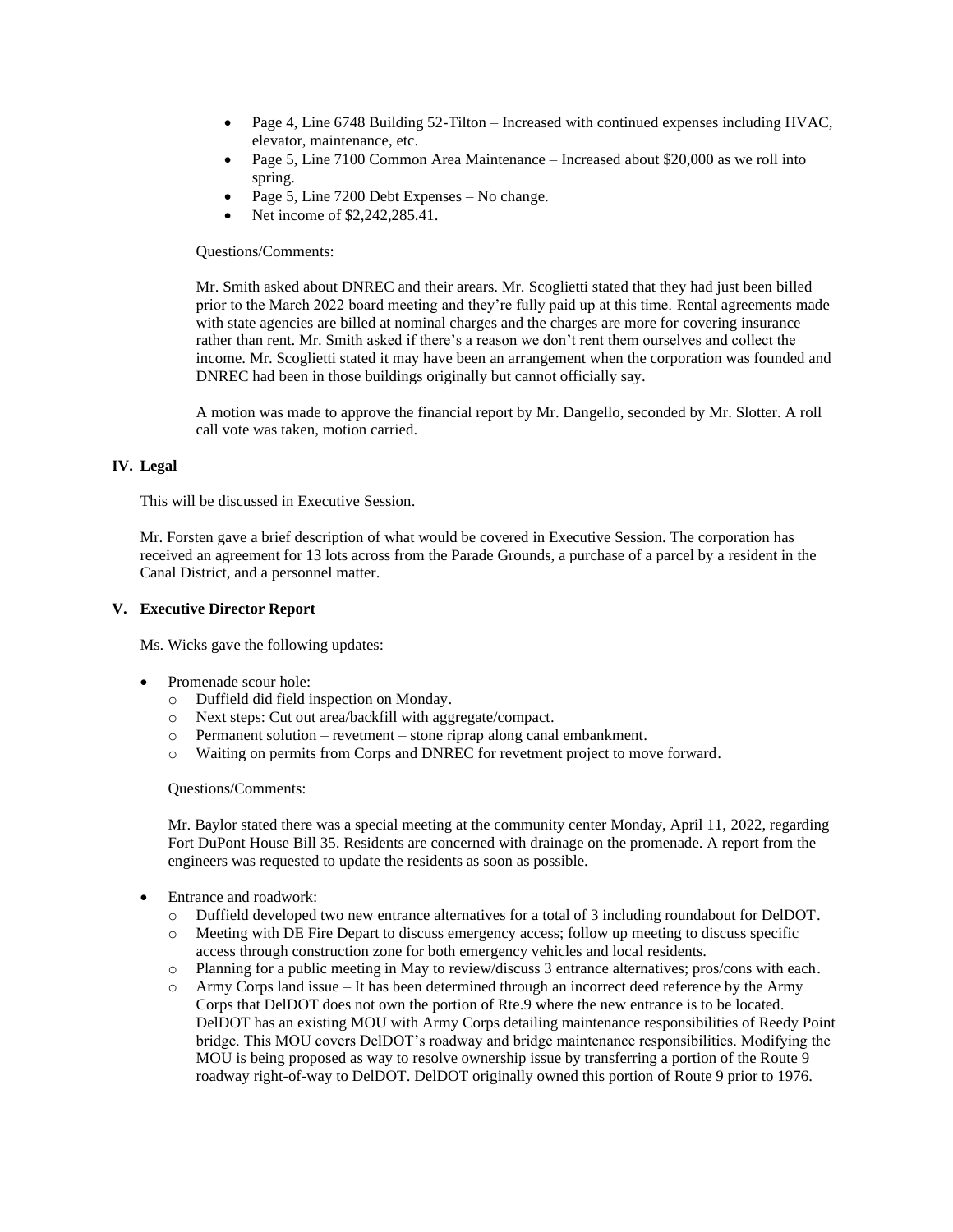- Page 4, Line 6748 Building 52-Tilton – Increased with continued expenses including HVAC, elevator, maintenance, etc.
- Page 5, Line 7100 Common Area Maintenance – Increased about $20,000 as we roll into spring.
- Page 5, Line 7200 Debt Expenses – No change.
- Net income of $2,242,285.41.

Questions/Comments:

Mr. Smith asked about DNREC and their arears. Mr. Scoglietti stated that they had just been billed prior to the March 2022 board meeting and they're fully paid up at this time. Rental agreements made with state agencies are billed at nominal charges and the charges are more for covering insurance rather than rent. Mr. Smith asked if there's a reason we don't rent them ourselves and collect the income. Mr. Scoglietti stated it may have been an arrangement when the corporation was founded and DNREC had been in those buildings originally but cannot officially say.

A motion was made to approve the financial report by Mr. Dangello, seconded by Mr. Slotter. A roll call vote was taken, motion carried.

## IV. Legal

This will be discussed in Executive Session.

Mr. Forsten gave a brief description of what would be covered in Executive Session. The corporation has received an agreement for 13 lots across from the Parade Grounds, a purchase of a parcel by a resident in the Canal District, and a personnel matter.

## V. Executive Director Report

Ms. Wicks gave the following updates:

- Promenade scour hole:
  - Duffield did field inspection on Monday.
  - Next steps: Cut out area/backfill with aggregate/compact.
  - Permanent solution – revetment – stone riprap along canal embankment.
  - Waiting on permits from Corps and DNREC for revetment project to move forward.

  Questions/Comments:

  Mr. Baylor stated there was a special meeting at the community center Monday, April 11, 2022, regarding Fort DuPont House Bill 35. Residents are concerned with drainage on the promenade. A report from the engineers was requested to update the residents as soon as possible.

- Entrance and roadwork:
  - Duffield developed two new entrance alternatives for a total of 3 including roundabout for DelDOT.
  - Meeting with DE Fire Depart to discuss emergency access; follow up meeting to discuss specific access through construction zone for both emergency vehicles and local residents.
  - Planning for a public meeting in May to review/discuss 3 entrance alternatives; pros/cons with each.
  - Army Corps land issue – It has been determined through an incorrect deed reference by the Army Corps that DelDOT does not own the portion of Rte.9 where the new entrance is to be located. DelDOT has an existing MOU with Army Corps detailing maintenance responsibilities of Reedy Point bridge. This MOU covers DelDOT's roadway and bridge maintenance responsibilities. Modifying the MOU is being proposed as way to resolve ownership issue by transferring a portion of the Route 9 roadway right-of-way to DelDOT. DelDOT originally owned this portion of Route 9 prior to 1976.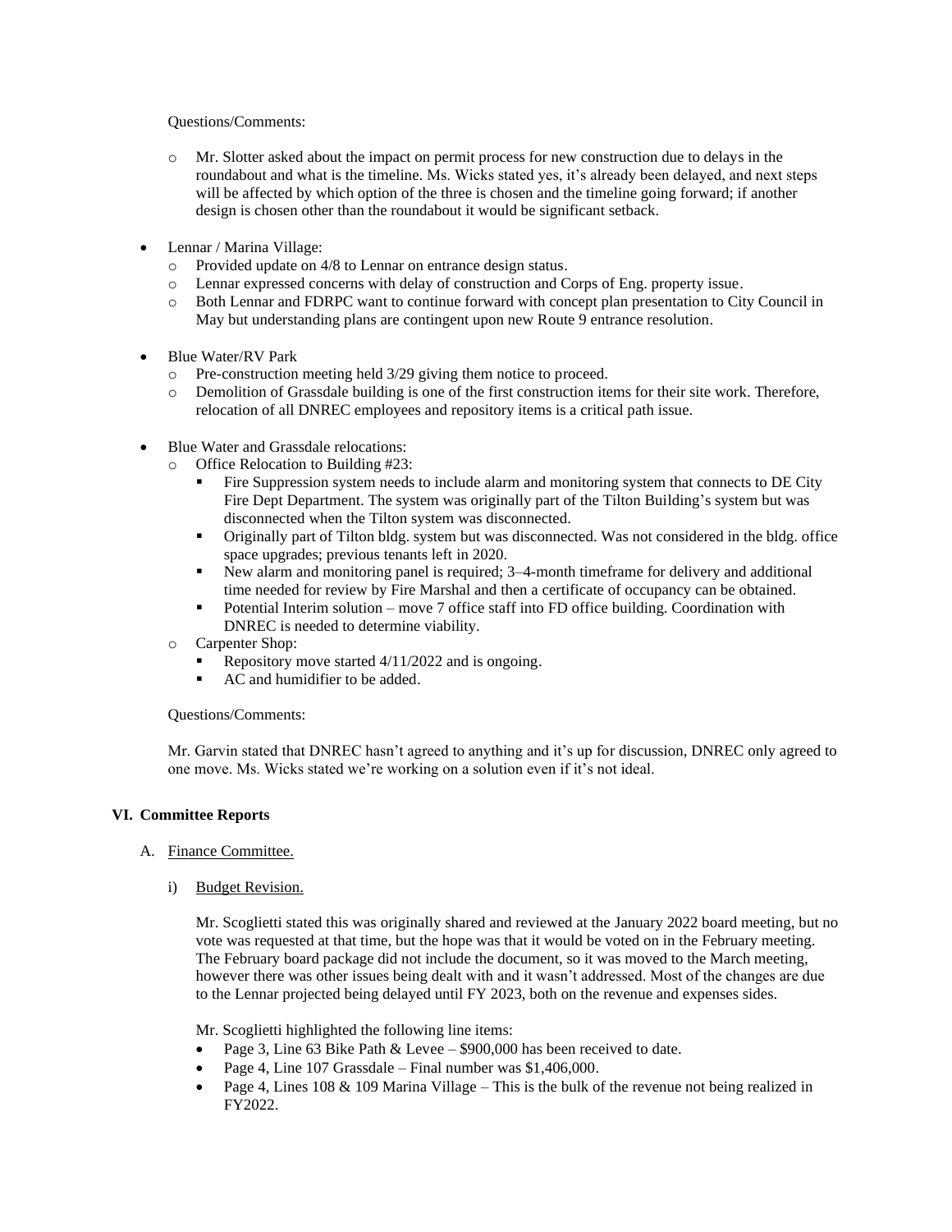Questions/Comments:

- Mr. Slotter asked about the impact on permit process for new construction due to delays in the roundabout and what is the timeline. Ms. Wicks stated yes, it's already been delayed, and next steps will be affected by which option of the three is chosen and the timeline going forward; if another design is chosen other than the roundabout it would be significant setback.

- Lennar / Marina Village:
  - Provided update on 4/8 to Lennar on entrance design status.
  - Lennar expressed concerns with delay of construction and Corps of Eng. property issue.
  - Both Lennar and FDRPC want to continue forward with concept plan presentation to City Council in May but understanding plans are contingent upon new Route 9 entrance resolution.

- Blue Water/RV Park
  - Pre-construction meeting held 3/29 giving them notice to proceed.
  - Demolition of Grassdale building is one of the first construction items for their site work. Therefore, relocation of all DNREC employees and repository items is a critical path issue.

- Blue Water and Grassdale relocations:
  - Office Relocation to Building #23:
    - Fire Suppression system needs to include alarm and monitoring system that connects to DE City Fire Dept Department. The system was originally part of the Tilton Building's system but was disconnected when the Tilton system was disconnected.
    - Originally part of Tilton bldg. system but was disconnected. Was not considered in the bldg. office space upgrades; previous tenants left in 2020.
    - New alarm and monitoring panel is required; 3–4-month timeframe for delivery and additional time needed for review by Fire Marshal and then a certificate of occupancy can be obtained.
    - Potential Interim solution – move 7 office staff into FD office building. Coordination with DNREC is needed to determine viability.
  - Carpenter Shop:
    - Repository move started 4/11/2022 and is ongoing.
    - AC and humidifier to be added.

Questions/Comments:

Mr. Garvin stated that DNREC hasn't agreed to anything and it's up for discussion, DNREC only agreed to one move. Ms. Wicks stated we're working on a solution even if it's not ideal.

## VI. Committee Reports

A. Finance Committee.

i) Budget Revision.

Mr. Scoglietti stated this was originally shared and reviewed at the January 2022 board meeting, but no vote was requested at that time, but the hope was that it would be voted on in the February meeting. The February board package did not include the document, so it was moved to the March meeting, however there was other issues being dealt with and it wasn't addressed. Most of the changes are due to the Lennar projected being delayed until FY 2023, both on the revenue and expenses sides.

Mr. Scoglietti highlighted the following line items:

- Page 3, Line 63 Bike Path & Levee – $900,000 has been received to date.
- Page 4, Line 107 Grassdale – Final number was $1,406,000.
- Page 4, Lines 108 & 109 Marina Village – This is the bulk of the revenue not being realized in FY2022.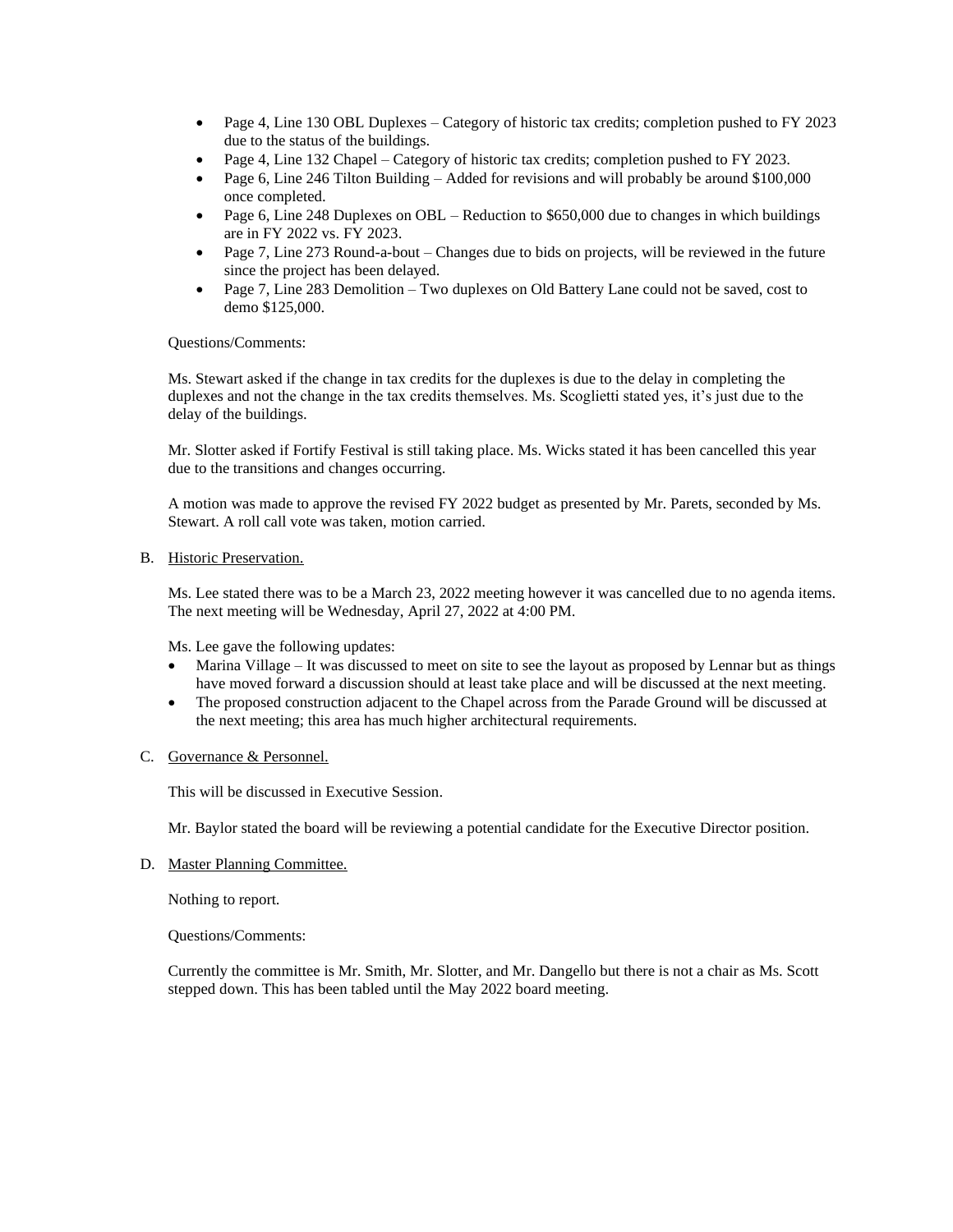- Page 4, Line 130 OBL Duplexes – Category of historic tax credits; completion pushed to FY 2023 due to the status of the buildings.
- Page 4, Line 132 Chapel – Category of historic tax credits; completion pushed to FY 2023.
- Page 6, Line 246 Tilton Building – Added for revisions and will probably be around $100,000 once completed.
- Page 6, Line 248 Duplexes on OBL – Reduction to $650,000 due to changes in which buildings are in FY 2022 vs. FY 2023.
- Page 7, Line 273 Round-a-bout – Changes due to bids on projects, will be reviewed in the future since the project has been delayed.
- Page 7, Line 283 Demolition – Two duplexes on Old Battery Lane could not be saved, cost to demo $125,000.

Questions/Comments:

Ms. Stewart asked if the change in tax credits for the duplexes is due to the delay in completing the duplexes and not the change in the tax credits themselves. Ms. Scoglietti stated yes, it's just due to the delay of the buildings.

Mr. Slotter asked if Fortify Festival is still taking place. Ms. Wicks stated it has been cancelled this year due to the transitions and changes occurring.

A motion was made to approve the revised FY 2022 budget as presented by Mr. Parets, seconded by Ms. Stewart. A roll call vote was taken, motion carried.

B. Historic Preservation.

Ms. Lee stated there was to be a March 23, 2022 meeting however it was cancelled due to no agenda items. The next meeting will be Wednesday, April 27, 2022 at 4:00 PM.

Ms. Lee gave the following updates:

- Marina Village – It was discussed to meet on site to see the layout as proposed by Lennar but as things have moved forward a discussion should at least take place and will be discussed at the next meeting.
- The proposed construction adjacent to the Chapel across from the Parade Ground will be discussed at the next meeting; this area has much higher architectural requirements.

C. Governance & Personnel.

This will be discussed in Executive Session.

Mr. Baylor stated the board will be reviewing a potential candidate for the Executive Director position.

D. Master Planning Committee.

Nothing to report.

Questions/Comments:

Currently the committee is Mr. Smith, Mr. Slotter, and Mr. Dangello but there is not a chair as Ms. Scott stepped down. This has been tabled until the May 2022 board meeting.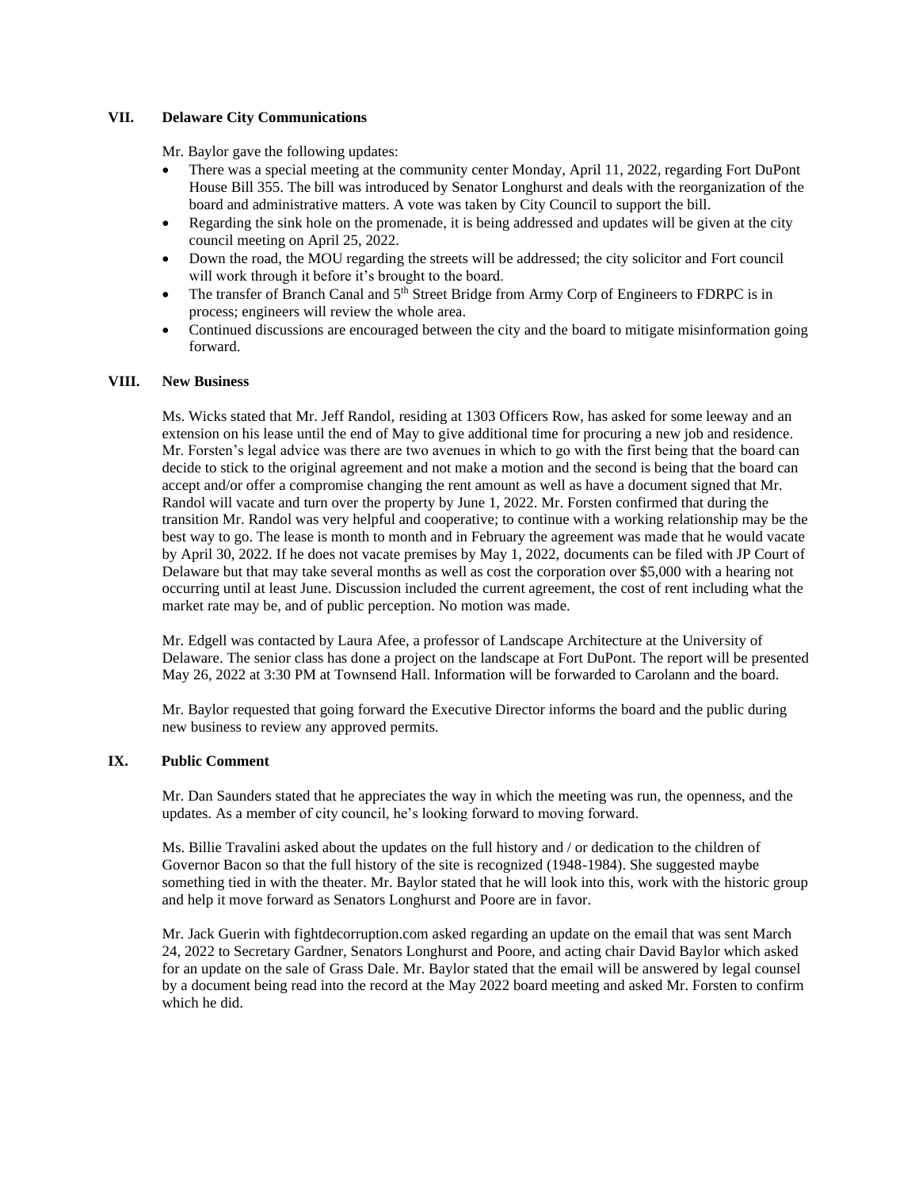## VII. Delaware City Communications

Mr. Baylor gave the following updates:

- There was a special meeting at the community center Monday, April 11, 2022, regarding Fort DuPont House Bill 355. The bill was introduced by Senator Longhurst and deals with the reorganization of the board and administrative matters. A vote was taken by City Council to support the bill.
- Regarding the sink hole on the promenade, it is being addressed and updates will be given at the city council meeting on April 25, 2022.
- Down the road, the MOU regarding the streets will be addressed; the city solicitor and Fort council will work through it before it's brought to the board.
- The transfer of Branch Canal and 5th Street Bridge from Army Corp of Engineers to FDRPC is in process; engineers will review the whole area.
- Continued discussions are encouraged between the city and the board to mitigate misinformation going forward.

## VIII. New Business

Ms. Wicks stated that Mr. Jeff Randol, residing at 1303 Officers Row, has asked for some leeway and an extension on his lease until the end of May to give additional time for procuring a new job and residence. Mr. Forsten's legal advice was there are two avenues in which to go with the first being that the board can decide to stick to the original agreement and not make a motion and the second is being that the board can accept and/or offer a compromise changing the rent amount as well as have a document signed that Mr. Randol will vacate and turn over the property by June 1, 2022. Mr. Forsten confirmed that during the transition Mr. Randol was very helpful and cooperative; to continue with a working relationship may be the best way to go. The lease is month to month and in February the agreement was made that he would vacate by April 30, 2022. If he does not vacate premises by May 1, 2022, documents can be filed with JP Court of Delaware but that may take several months as well as cost the corporation over $5,000 with a hearing not occurring until at least June. Discussion included the current agreement, the cost of rent including what the market rate may be, and of public perception. No motion was made.

Mr. Edgell was contacted by Laura Afee, a professor of Landscape Architecture at the University of Delaware. The senior class has done a project on the landscape at Fort DuPont. The report will be presented May 26, 2022 at 3:30 PM at Townsend Hall. Information will be forwarded to Carolann and the board.

Mr. Baylor requested that going forward the Executive Director informs the board and the public during new business to review any approved permits.

## IX. Public Comment

Mr. Dan Saunders stated that he appreciates the way in which the meeting was run, the openness, and the updates. As a member of city council, he's looking forward to moving forward.

Ms. Billie Travalini asked about the updates on the full history and / or dedication to the children of Governor Bacon so that the full history of the site is recognized (1948-1984). She suggested maybe something tied in with the theater. Mr. Baylor stated that he will look into this, work with the historic group and help it move forward as Senators Longhurst and Poore are in favor.

Mr. Jack Guerin with fightdecorruption.com asked regarding an update on the email that was sent March 24, 2022 to Secretary Gardner, Senators Longhurst and Poore, and acting chair David Baylor which asked for an update on the sale of Grass Dale. Mr. Baylor stated that the email will be answered by legal counsel by a document being read into the record at the May 2022 board meeting and asked Mr. Forsten to confirm which he did.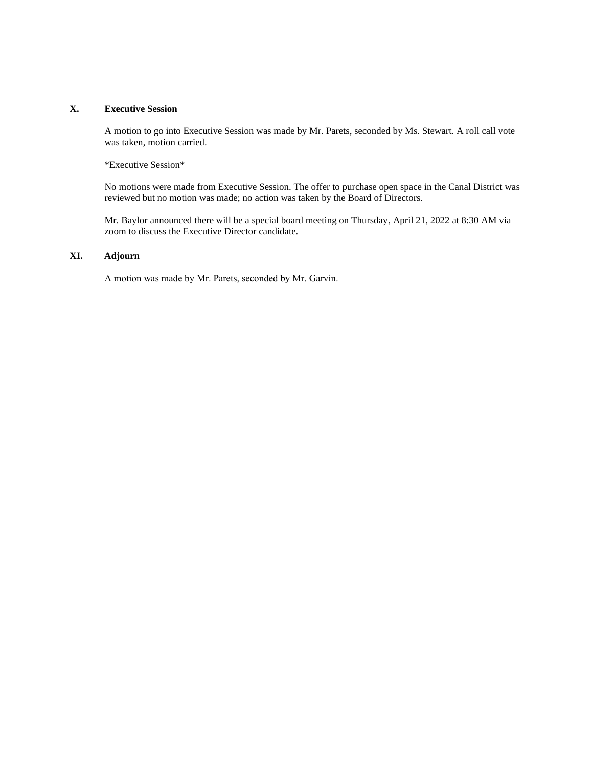## X. Executive Session

A motion to go into Executive Session was made by Mr. Parets, seconded by Ms. Stewart. A roll call vote was taken, motion carried.

*Executive Session*

No motions were made from Executive Session. The offer to purchase open space in the Canal District was reviewed but no motion was made; no action was taken by the Board of Directors.

Mr. Baylor announced there will be a special board meeting on Thursday, April 21, 2022 at 8:30 AM via zoom to discuss the Executive Director candidate.

## XI. Adjourn

A motion was made by Mr. Parets, seconded by Mr. Garvin.